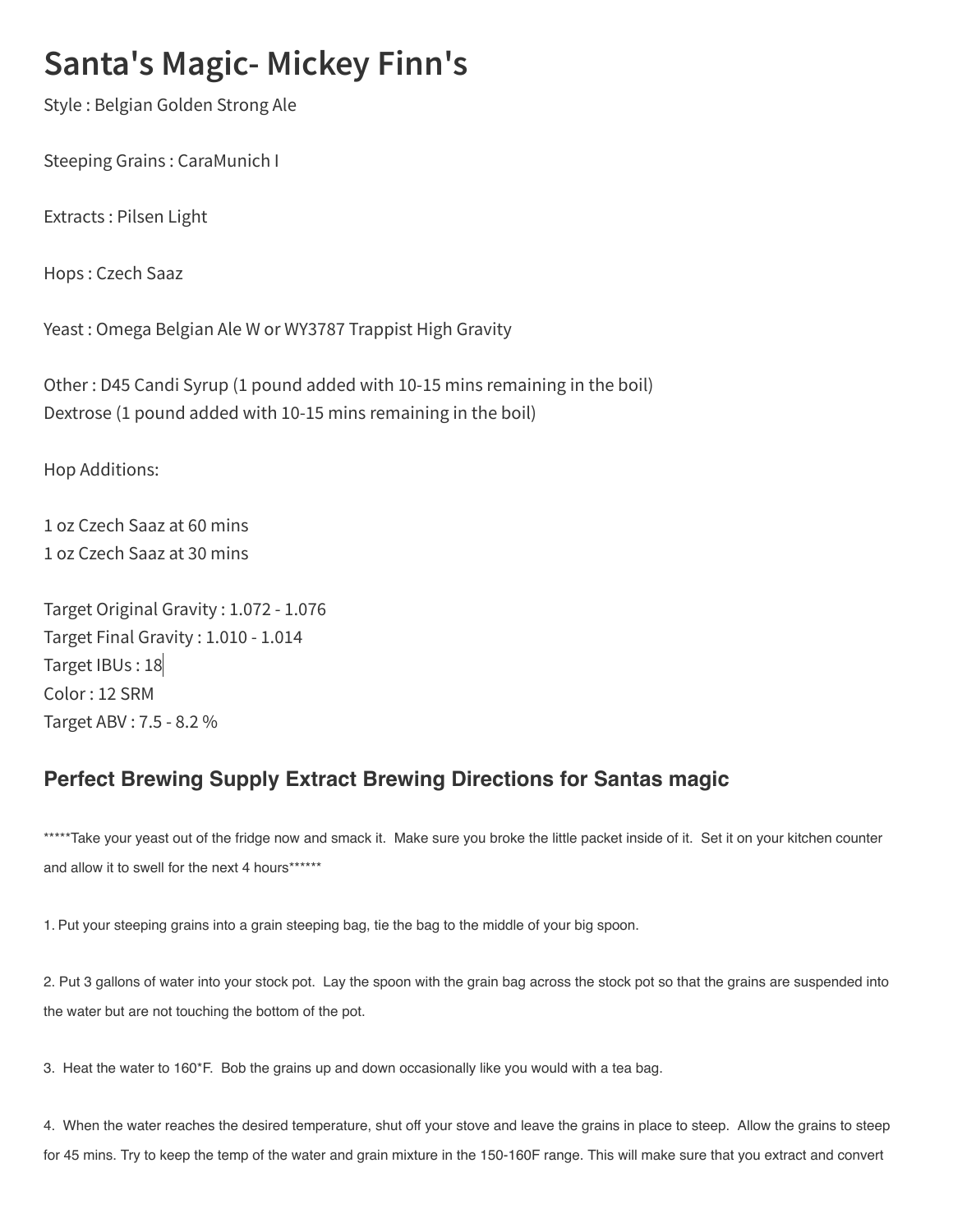# Santa's Magic- Mickey Finn's

Style : Belgian Golden Strong Ale

Steeping Grains : CaraMunich I

Extracts : Pilsen Light

Hops : Czech Saaz

Yeast : Omega Belgian Ale W or WY3787 Trappist High Gravity

Other : D45 Candi Syrup (1 pound added with 10-15 mins remaining in the boil)
Dextrose (1 pound added with 10-15 mins remaining in the boil)

Hop Additions:

1 oz Czech Saaz at 60 mins
1 oz Czech Saaz at 30 mins

Target Original Gravity : 1.072 - 1.076
Target Final Gravity : 1.010 - 1.014
Target IBUs : 18
Color : 12 SRM
Target ABV : 7.5 - 8.2 %

## Perfect Brewing Supply Extract Brewing Directions for Santas magic

*****Take your yeast out of the fridge now and smack it. Make sure you broke the little packet inside of it. Set it on your kitchen counter and allow it to swell for the next 4 hours******

1. Put your steeping grains into a grain steeping bag, tie the bag to the middle of your big spoon.

2. Put 3 gallons of water into your stock pot. Lay the spoon with the grain bag across the stock pot so that the grains are suspended into the water but are not touching the bottom of the pot.

3. Heat the water to 160*F. Bob the grains up and down occasionally like you would with a tea bag.

4. When the water reaches the desired temperature, shut off your stove and leave the grains in place to steep. Allow the grains to steep for 45 mins. Try to keep the temp of the water and grain mixture in the 150-160F range. This will make sure that you extract and convert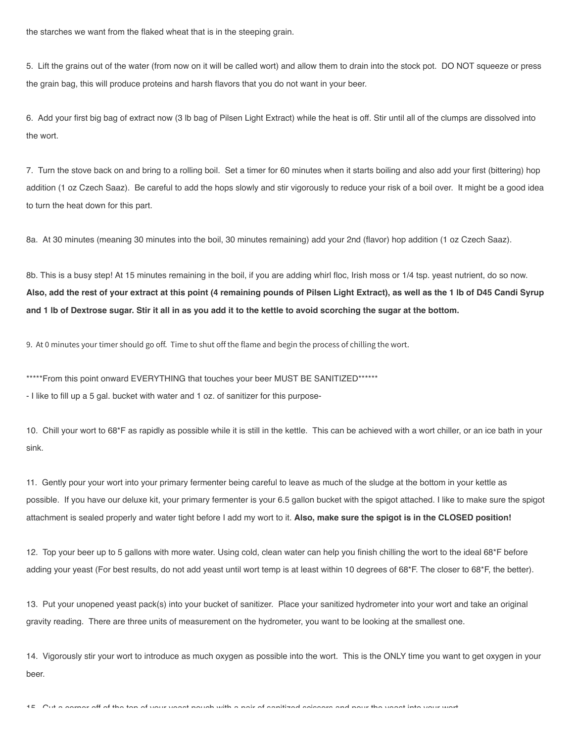the starches we want from the flaked wheat that is in the steeping grain.

5. Lift the grains out of the water (from now on it will be called wort) and allow them to drain into the stock pot. DO NOT squeeze or press the grain bag, this will produce proteins and harsh flavors that you do not want in your beer.

6. Add your first big bag of extract now (3 lb bag of Pilsen Light Extract) while the heat is off. Stir until all of the clumps are dissolved into the wort.

7. Turn the stove back on and bring to a rolling boil. Set a timer for 60 minutes when it starts boiling and also add your first (bittering) hop addition (1 oz Czech Saaz). Be careful to add the hops slowly and stir vigorously to reduce your risk of a boil over. It might be a good idea to turn the heat down for this part.

8a. At 30 minutes (meaning 30 minutes into the boil, 30 minutes remaining) add your 2nd (flavor) hop addition (1 oz Czech Saaz).

8b. This is a busy step! At 15 minutes remaining in the boil, if you are adding whirl floc, Irish moss or 1/4 tsp. yeast nutrient, do so now. **Also, add the rest of your extract at this point (4 remaining pounds of Pilsen Light Extract), as well as the 1 lb of D45 Candi Syrup and 1 lb of Dextrose sugar. Stir it all in as you add it to the kettle to avoid scorching the sugar at the bottom.**

9. At 0 minutes your timer should go off. Time to shut off the flame and begin the process of chilling the wort.

*****From this point onward EVERYTHING that touches your beer MUST BE SANITIZED******

- I like to fill up a 5 gal. bucket with water and 1 oz. of sanitizer for this purpose-

10. Chill your wort to 68*F as rapidly as possible while it is still in the kettle. This can be achieved with a wort chiller, or an ice bath in your sink.

11. Gently pour your wort into your primary fermenter being careful to leave as much of the sludge at the bottom in your kettle as possible. If you have our deluxe kit, your primary fermenter is your 6.5 gallon bucket with the spigot attached. I like to make sure the spigot attachment is sealed properly and water tight before I add my wort to it. **Also, make sure the spigot is in the CLOSED position!**

12. Top your beer up to 5 gallons with more water. Using cold, clean water can help you finish chilling the wort to the ideal 68*F before adding your yeast (For best results, do not add yeast until wort temp is at least within 10 degrees of 68*F. The closer to 68*F, the better).

13. Put your unopened yeast pack(s) into your bucket of sanitizer. Place your sanitized hydrometer into your wort and take an original gravity reading. There are three units of measurement on the hydrometer, you want to be looking at the smallest one.

14. Vigorously stir your wort to introduce as much oxygen as possible into the wort. This is the ONLY time you want to get oxygen in your beer.

15. Cut a corner off of the top of your yeast pouch with a pair of sanitized scissors and pour the yeast into your wort.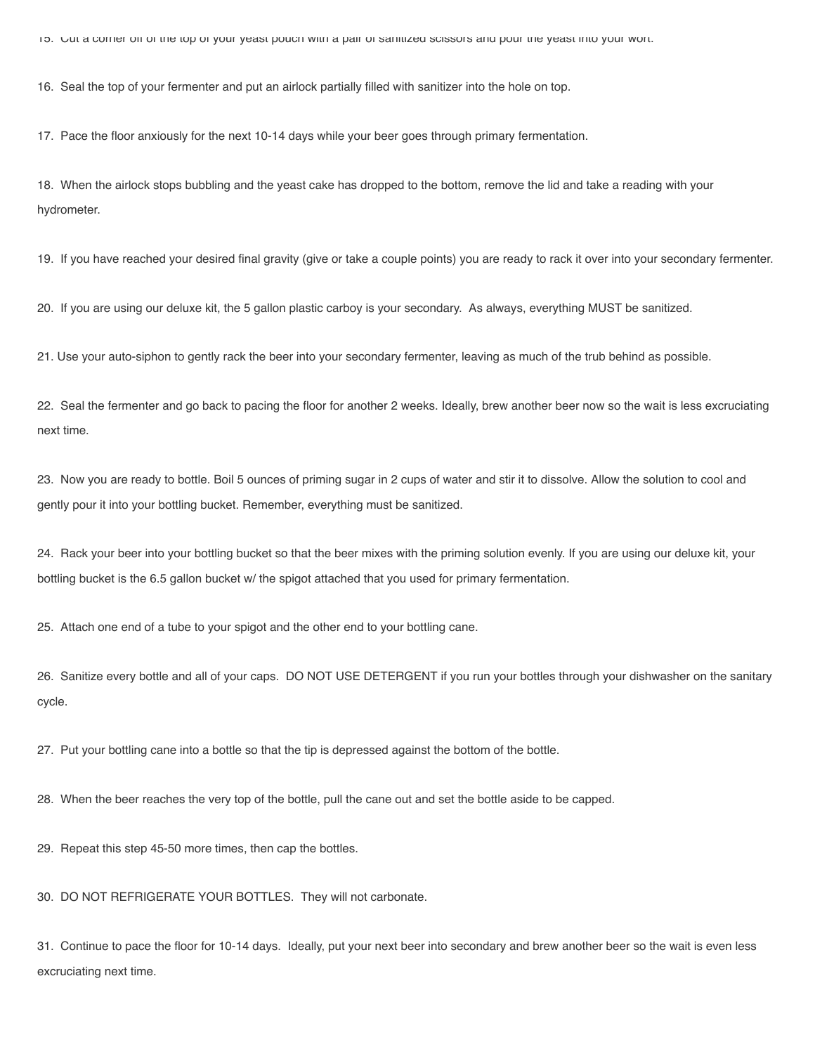15. Cut a corner off of the top of your yeast pouch with a pair of sanitized scissors and pour the yeast into your wort.

16. Seal the top of your fermenter and put an airlock partially filled with sanitizer into the hole on top.

17. Pace the floor anxiously for the next 10-14 days while your beer goes through primary fermentation.

18. When the airlock stops bubbling and the yeast cake has dropped to the bottom, remove the lid and take a reading with your hydrometer.

19. If you have reached your desired final gravity (give or take a couple points) you are ready to rack it over into your secondary fermenter.

20. If you are using our deluxe kit, the 5 gallon plastic carboy is your secondary. As always, everything MUST be sanitized.

21. Use your auto-siphon to gently rack the beer into your secondary fermenter, leaving as much of the trub behind as possible.

22. Seal the fermenter and go back to pacing the floor for another 2 weeks. Ideally, brew another beer now so the wait is less excruciating next time.

23. Now you are ready to bottle. Boil 5 ounces of priming sugar in 2 cups of water and stir it to dissolve. Allow the solution to cool and gently pour it into your bottling bucket. Remember, everything must be sanitized.

24. Rack your beer into your bottling bucket so that the beer mixes with the priming solution evenly. If you are using our deluxe kit, your bottling bucket is the 6.5 gallon bucket w/ the spigot attached that you used for primary fermentation.

25. Attach one end of a tube to your spigot and the other end to your bottling cane.

26. Sanitize every bottle and all of your caps. DO NOT USE DETERGENT if you run your bottles through your dishwasher on the sanitary cycle.

27. Put your bottling cane into a bottle so that the tip is depressed against the bottom of the bottle.

28. When the beer reaches the very top of the bottle, pull the cane out and set the bottle aside to be capped.

29. Repeat this step 45-50 more times, then cap the bottles.

30. DO NOT REFRIGERATE YOUR BOTTLES. They will not carbonate.

31. Continue to pace the floor for 10-14 days. Ideally, put your next beer into secondary and brew another beer so the wait is even less excruciating next time.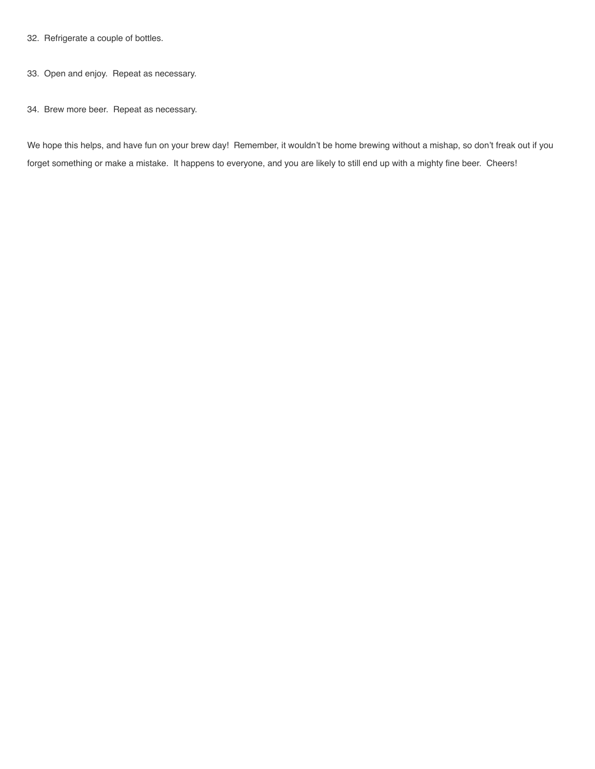32. Refrigerate a couple of bottles.

33. Open and enjoy. Repeat as necessary.

34. Brew more beer. Repeat as necessary.

We hope this helps, and have fun on your brew day! Remember, it wouldn't be home brewing without a mishap, so don't freak out if you forget something or make a mistake. It happens to everyone, and you are likely to still end up with a mighty fine beer. Cheers!